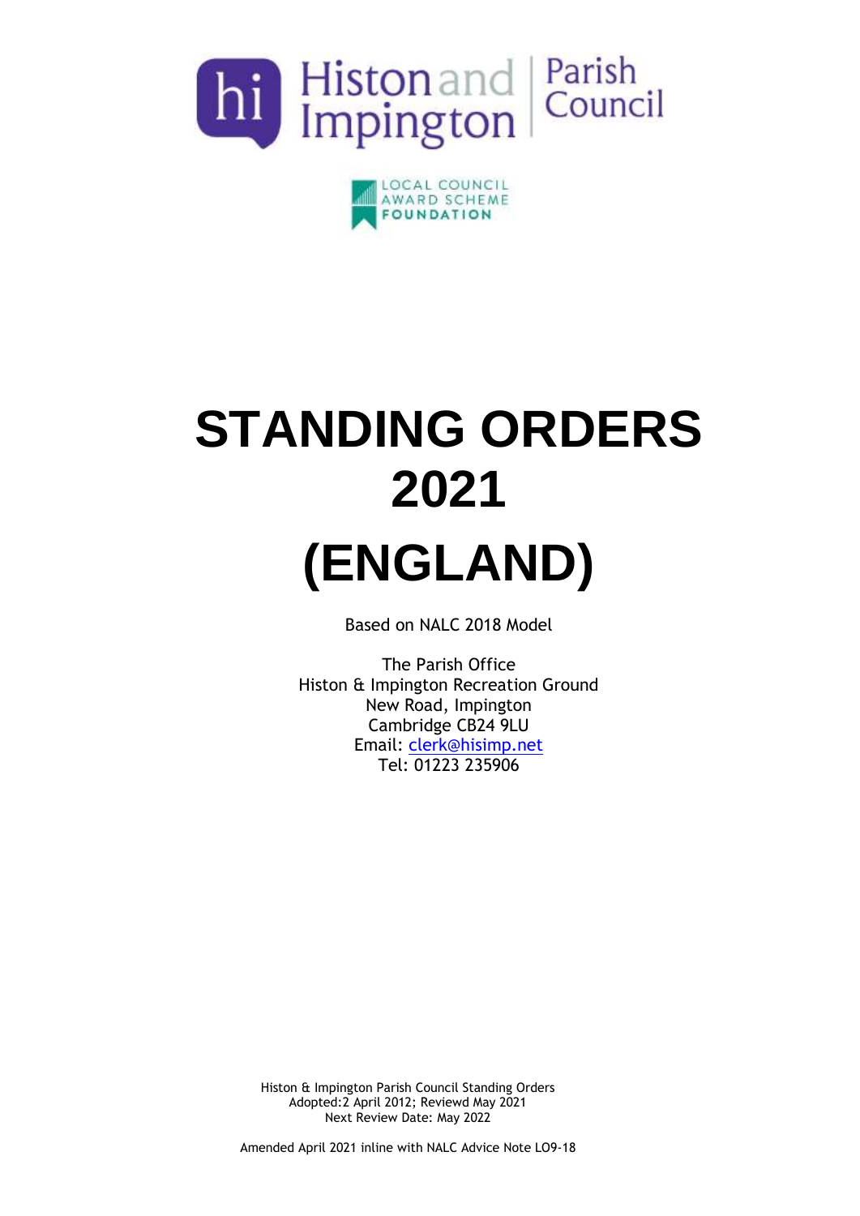Histon and Impington Parish Council

LOCAL COUNCIL AWARD SCHEME FOUNDATION

# STANDING ORDERS 2021 (ENGLAND)

Based on NALC 2018 Model

The Parish Office
Histon & Impington Recreation Ground
New Road, Impington
Cambridge CB24 9LU
Email: clerk@hisimp.net
Tel: 01223 235906

Histon & Impington Parish Council Standing Orders
Adopted:2 April 2012; Reviewd May 2021
Next Review Date: May 2022

Amended April 2021 inline with NALC Advice Note LO9-18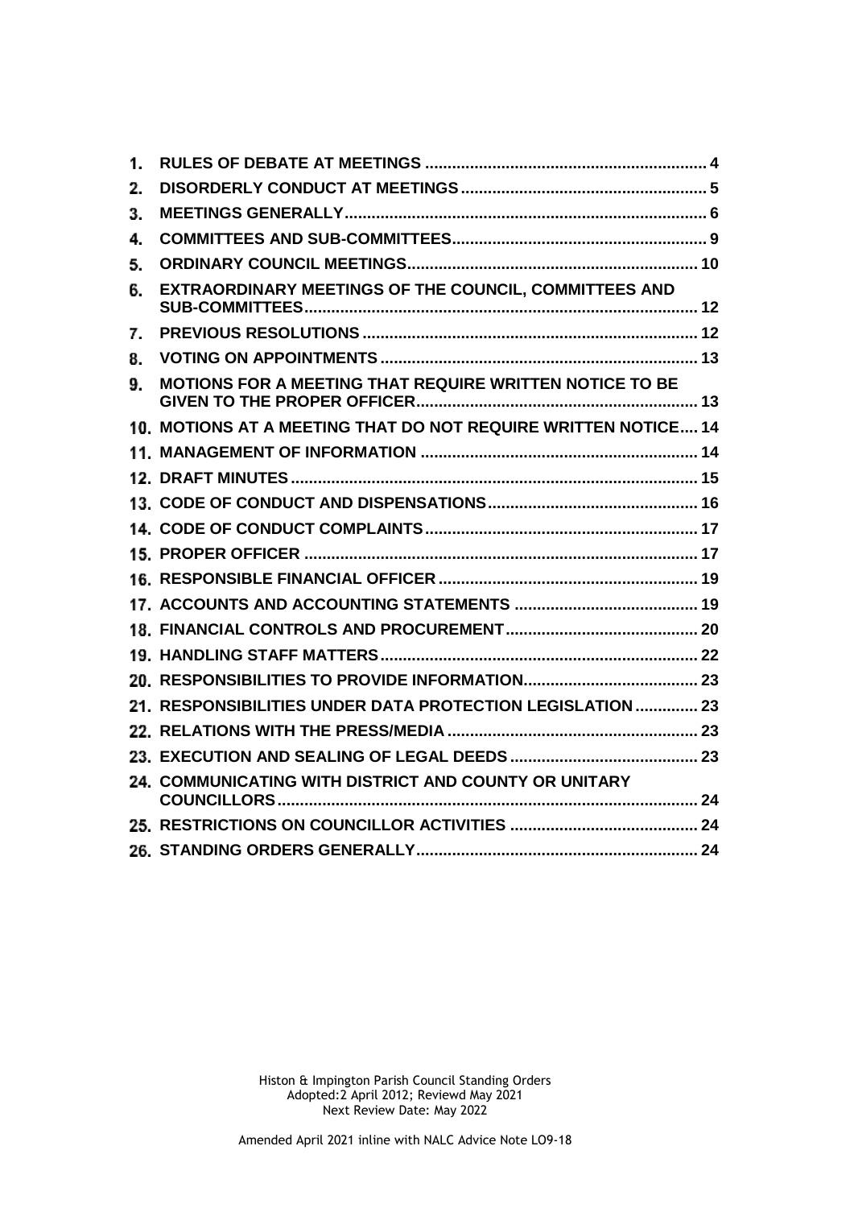1. RULES OF DEBATE AT MEETINGS ... 4
2. DISORDERLY CONDUCT AT MEETINGS ... 5
3. MEETINGS GENERALLY ... 6
4. COMMITTEES AND SUB-COMMITTEES ... 9
5. ORDINARY COUNCIL MEETINGS ... 10
6. EXTRAORDINARY MEETINGS OF THE COUNCIL, COMMITTEES AND SUB-COMMITTEES ... 12
7. PREVIOUS RESOLUTIONS ... 12
8. VOTING ON APPOINTMENTS ... 13
9. MOTIONS FOR A MEETING THAT REQUIRE WRITTEN NOTICE TO BE GIVEN TO THE PROPER OFFICER ... 13
10. MOTIONS AT A MEETING THAT DO NOT REQUIRE WRITTEN NOTICE ... 14
11. MANAGEMENT OF INFORMATION ... 14
12. DRAFT MINUTES ... 15
13. CODE OF CONDUCT AND DISPENSATIONS ... 16
14. CODE OF CONDUCT COMPLAINTS ... 17
15. PROPER OFFICER ... 17
16. RESPONSIBLE FINANCIAL OFFICER ... 19
17. ACCOUNTS AND ACCOUNTING STATEMENTS ... 19
18. FINANCIAL CONTROLS AND PROCUREMENT ... 20
19. HANDLING STAFF MATTERS ... 22
20. RESPONSIBILITIES TO PROVIDE INFORMATION ... 23
21. RESPONSIBILITIES UNDER DATA PROTECTION LEGISLATION ... 23
22. RELATIONS WITH THE PRESS/MEDIA ... 23
23. EXECUTION AND SEALING OF LEGAL DEEDS ... 23
24. COMMUNICATING WITH DISTRICT AND COUNTY OR UNITARY COUNCILLORS ... 24
25. RESTRICTIONS ON COUNCILLOR ACTIVITIES ... 24
26. STANDING ORDERS GENERALLY ... 24

Histon & Impington Parish Council Standing Orders
Adopted:2 April 2012; Reviewd May 2021
Next Review Date: May 2022

Amended April 2021 inline with NALC Advice Note LO9-18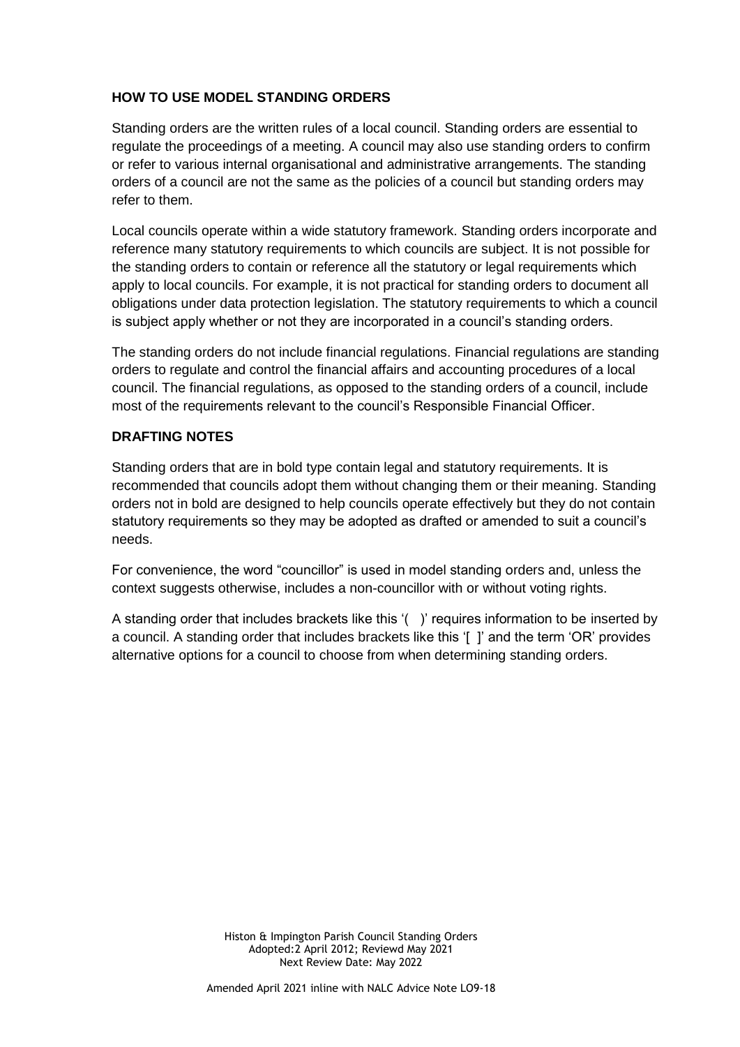## HOW TO USE MODEL STANDING ORDERS

Standing orders are the written rules of a local council. Standing orders are essential to regulate the proceedings of a meeting. A council may also use standing orders to confirm or refer to various internal organisational and administrative arrangements. The standing orders of a council are not the same as the policies of a council but standing orders may refer to them.

Local councils operate within a wide statutory framework. Standing orders incorporate and reference many statutory requirements to which councils are subject. It is not possible for the standing orders to contain or reference all the statutory or legal requirements which apply to local councils. For example, it is not practical for standing orders to document all obligations under data protection legislation. The statutory requirements to which a council is subject apply whether or not they are incorporated in a council's standing orders.

The standing orders do not include financial regulations. Financial regulations are standing orders to regulate and control the financial affairs and accounting procedures of a local council. The financial regulations, as opposed to the standing orders of a council, include most of the requirements relevant to the council's Responsible Financial Officer.

## DRAFTING NOTES

Standing orders that are in bold type contain legal and statutory requirements. It is recommended that councils adopt them without changing them or their meaning. Standing orders not in bold are designed to help councils operate effectively but they do not contain statutory requirements so they may be adopted as drafted or amended to suit a council's needs.

For convenience, the word "councillor" is used in model standing orders and, unless the context suggests otherwise, includes a non-councillor with or without voting rights.

A standing order that includes brackets like this '( )' requires information to be inserted by a council. A standing order that includes brackets like this '[ ]' and the term 'OR' provides alternative options for a council to choose from when determining standing orders.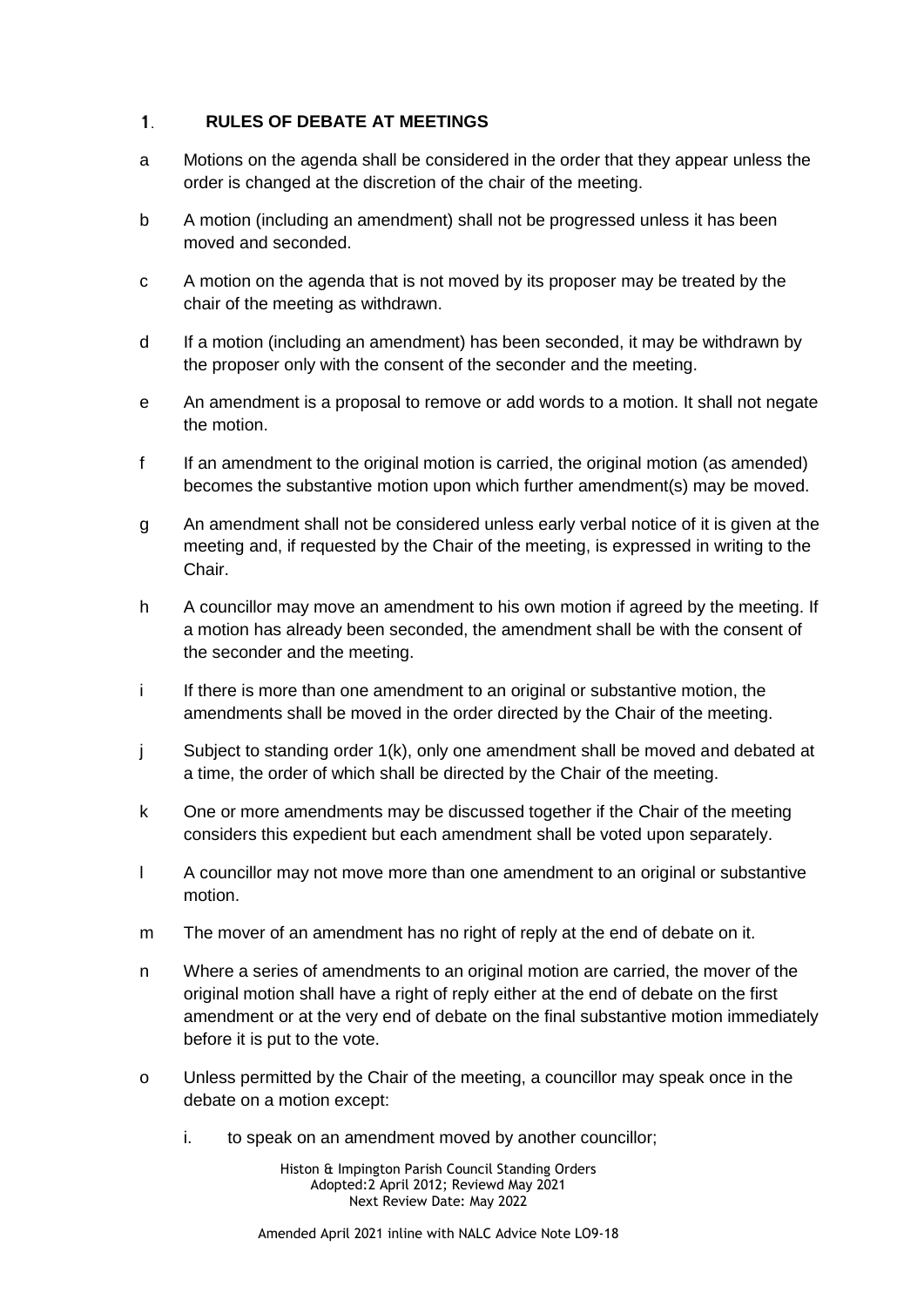## 1. RULES OF DEBATE AT MEETINGS

a Motions on the agenda shall be considered in the order that they appear unless the order is changed at the discretion of the chair of the meeting.

b A motion (including an amendment) shall not be progressed unless it has been moved and seconded.

c A motion on the agenda that is not moved by its proposer may be treated by the chair of the meeting as withdrawn.

d If a motion (including an amendment) has been seconded, it may be withdrawn by the proposer only with the consent of the seconder and the meeting.

e An amendment is a proposal to remove or add words to a motion. It shall not negate the motion.

f If an amendment to the original motion is carried, the original motion (as amended) becomes the substantive motion upon which further amendment(s) may be moved.

g An amendment shall not be considered unless early verbal notice of it is given at the meeting and, if requested by the Chair of the meeting, is expressed in writing to the Chair.

h A councillor may move an amendment to his own motion if agreed by the meeting. If a motion has already been seconded, the amendment shall be with the consent of the seconder and the meeting.

i If there is more than one amendment to an original or substantive motion, the amendments shall be moved in the order directed by the Chair of the meeting.

j Subject to standing order 1(k), only one amendment shall be moved and debated at a time, the order of which shall be directed by the Chair of the meeting.

k One or more amendments may be discussed together if the Chair of the meeting considers this expedient but each amendment shall be voted upon separately.

l A councillor may not move more than one amendment to an original or substantive motion.

m The mover of an amendment has no right of reply at the end of debate on it.

n Where a series of amendments to an original motion are carried, the mover of the original motion shall have a right of reply either at the end of debate on the first amendment or at the very end of debate on the final substantive motion immediately before it is put to the vote.

o Unless permitted by the Chair of the meeting, a councillor may speak once in the debate on a motion except:

   i. to speak on an amendment moved by another councillor;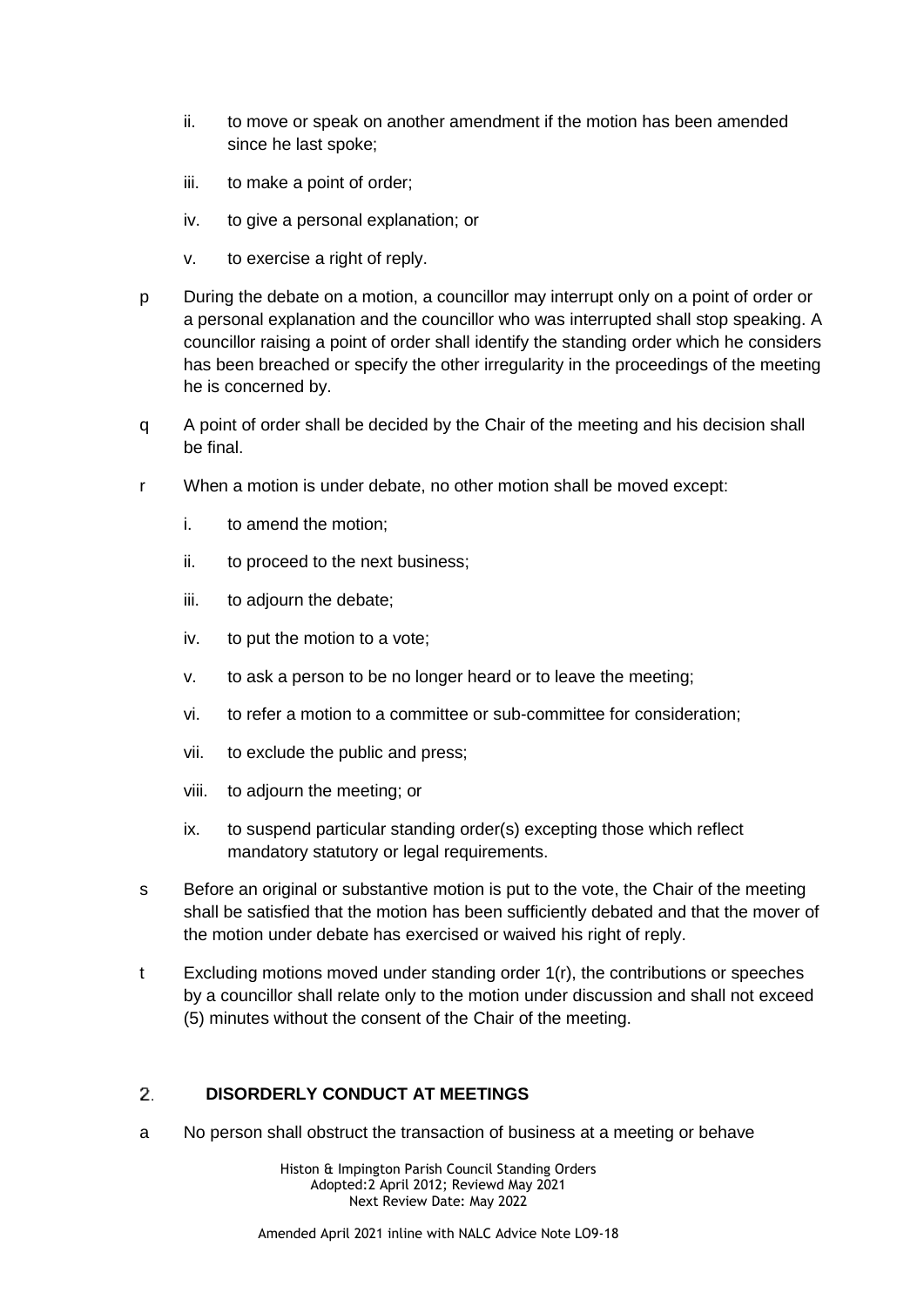ii. to move or speak on another amendment if the motion has been amended since he last spoke;

iii. to make a point of order;

iv. to give a personal explanation; or

v. to exercise a right of reply.

p During the debate on a motion, a councillor may interrupt only on a point of order or a personal explanation and the councillor who was interrupted shall stop speaking. A councillor raising a point of order shall identify the standing order which he considers has been breached or specify the other irregularity in the proceedings of the meeting he is concerned by.

q A point of order shall be decided by the Chair of the meeting and his decision shall be final.

r When a motion is under debate, no other motion shall be moved except:

i. to amend the motion;

ii. to proceed to the next business;

iii. to adjourn the debate;

iv. to put the motion to a vote;

v. to ask a person to be no longer heard or to leave the meeting;

vi. to refer a motion to a committee or sub-committee for consideration;

vii. to exclude the public and press;

viii. to adjourn the meeting; or

ix. to suspend particular standing order(s) excepting those which reflect mandatory statutory or legal requirements.

s Before an original or substantive motion is put to the vote, the Chair of the meeting shall be satisfied that the motion has been sufficiently debated and that the mover of the motion under debate has exercised or waived his right of reply.

t Excluding motions moved under standing order 1(r), the contributions or speeches by a councillor shall relate only to the motion under discussion and shall not exceed (5) minutes without the consent of the Chair of the meeting.

## 2. DISORDERLY CONDUCT AT MEETINGS

a No person shall obstruct the transaction of business at a meeting or behave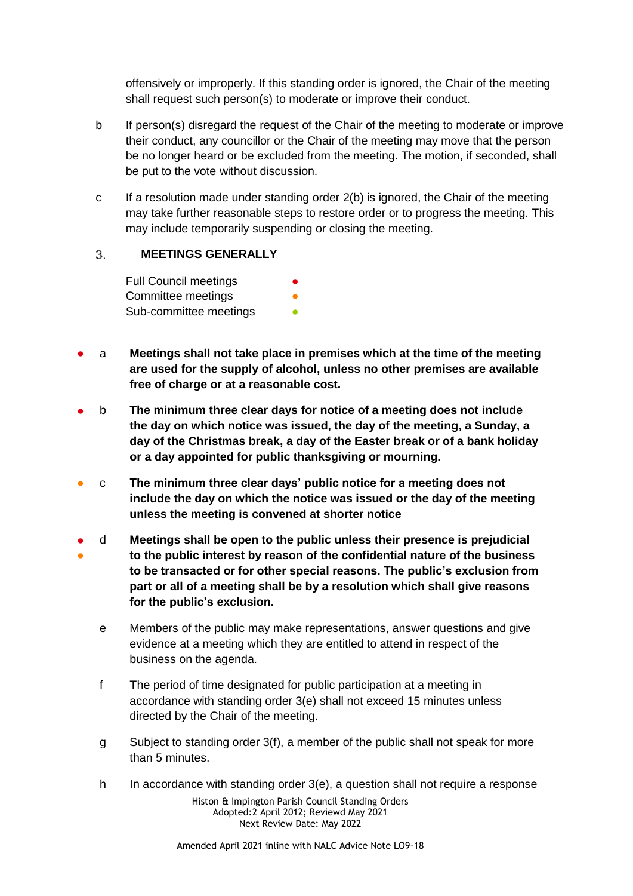offensively or improperly. If this standing order is ignored, the Chair of the meeting shall request such person(s) to moderate or improve their conduct.

b If person(s) disregard the request of the Chair of the meeting to moderate or improve their conduct, any councillor or the Chair of the meeting may move that the person be no longer heard or be excluded from the meeting. The motion, if seconded, shall be put to the vote without discussion.

c If a resolution made under standing order 2(b) is ignored, the Chair of the meeting may take further reasonable steps to restore order or to progress the meeting. This may include temporarily suspending or closing the meeting.

## 3. MEETINGS GENERALLY

Full Council meetings ●
Committee meetings ●
Sub-committee meetings ●

● a **Meetings shall not take place in premises which at the time of the meeting are used for the supply of alcohol, unless no other premises are available free of charge or at a reasonable cost.**

● b **The minimum three clear days for notice of a meeting does not include the day on which notice was issued, the day of the meeting, a Sunday, a day of the Christmas break, a day of the Easter break or of a bank holiday or a day appointed for public thanksgiving or mourning.**

● c **The minimum three clear days' public notice for a meeting does not include the day on which the notice was issued or the day of the meeting unless the meeting is convened at shorter notice**

● ● d **Meetings shall be open to the public unless their presence is prejudicial to the public interest by reason of the confidential nature of the business to be transacted or for other special reasons. The public's exclusion from part or all of a meeting shall be by a resolution which shall give reasons for the public's exclusion.**

e Members of the public may make representations, answer questions and give evidence at a meeting which they are entitled to attend in respect of the business on the agenda.

f The period of time designated for public participation at a meeting in accordance with standing order 3(e) shall not exceed 15 minutes unless directed by the Chair of the meeting.

g Subject to standing order 3(f), a member of the public shall not speak for more than 5 minutes.

h In accordance with standing order 3(e), a question shall not require a response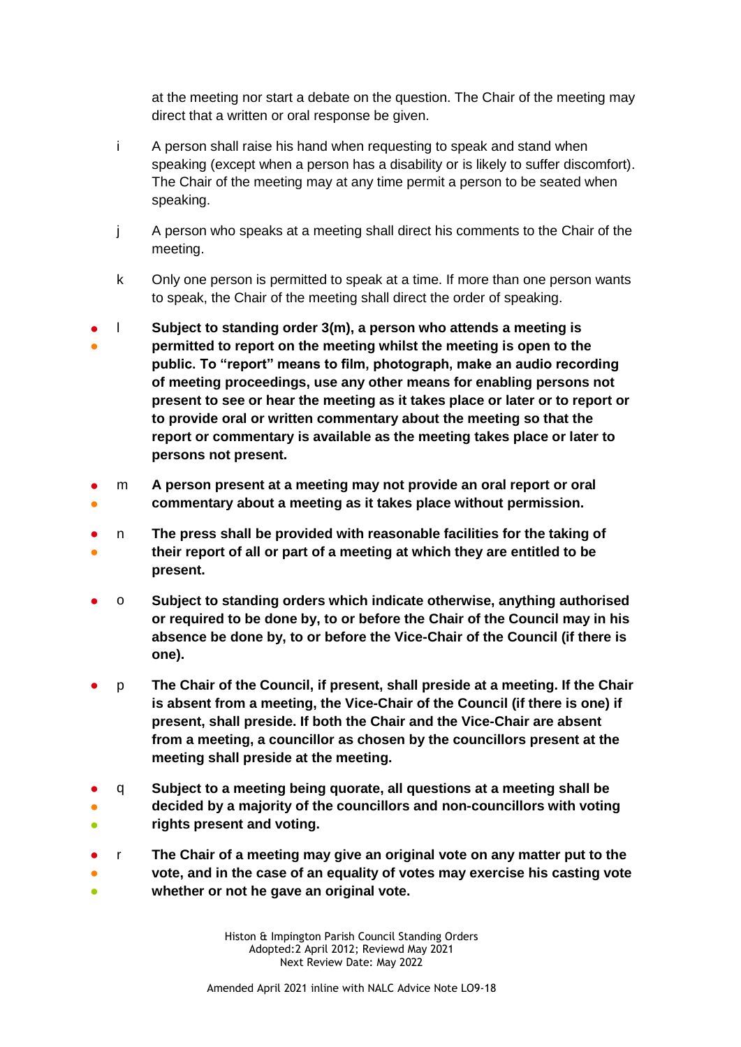at the meeting nor start a debate on the question. The Chair of the meeting may direct that a written or oral response be given.

i A person shall raise his hand when requesting to speak and stand when speaking (except when a person has a disability or is likely to suffer discomfort). The Chair of the meeting may at any time permit a person to be seated when speaking.

j A person who speaks at a meeting shall direct his comments to the Chair of the meeting.

k Only one person is permitted to speak at a time. If more than one person wants to speak, the Chair of the meeting shall direct the order of speaking.

l **Subject to standing order 3(m), a person who attends a meeting is permitted to report on the meeting whilst the meeting is open to the public. To "report" means to film, photograph, make an audio recording of meeting proceedings, use any other means for enabling persons not present to see or hear the meeting as it takes place or later or to report or to provide oral or written commentary about the meeting so that the report or commentary is available as the meeting takes place or later to persons not present.**

m **A person present at a meeting may not provide an oral report or oral commentary about a meeting as it takes place without permission.**

n **The press shall be provided with reasonable facilities for the taking of their report of all or part of a meeting at which they are entitled to be present.**

o **Subject to standing orders which indicate otherwise, anything authorised or required to be done by, to or before the Chair of the Council may in his absence be done by, to or before the Vice-Chair of the Council (if there is one).**

p **The Chair of the Council, if present, shall preside at a meeting. If the Chair is absent from a meeting, the Vice-Chair of the Council (if there is one) if present, shall preside. If both the Chair and the Vice-Chair are absent from a meeting, a councillor as chosen by the councillors present at the meeting shall preside at the meeting.**

q **Subject to a meeting being quorate, all questions at a meeting shall be decided by a majority of the councillors and non-councillors with voting rights present and voting.**

r **The Chair of a meeting may give an original vote on any matter put to the vote, and in the case of an equality of votes may exercise his casting vote whether or not he gave an original vote.**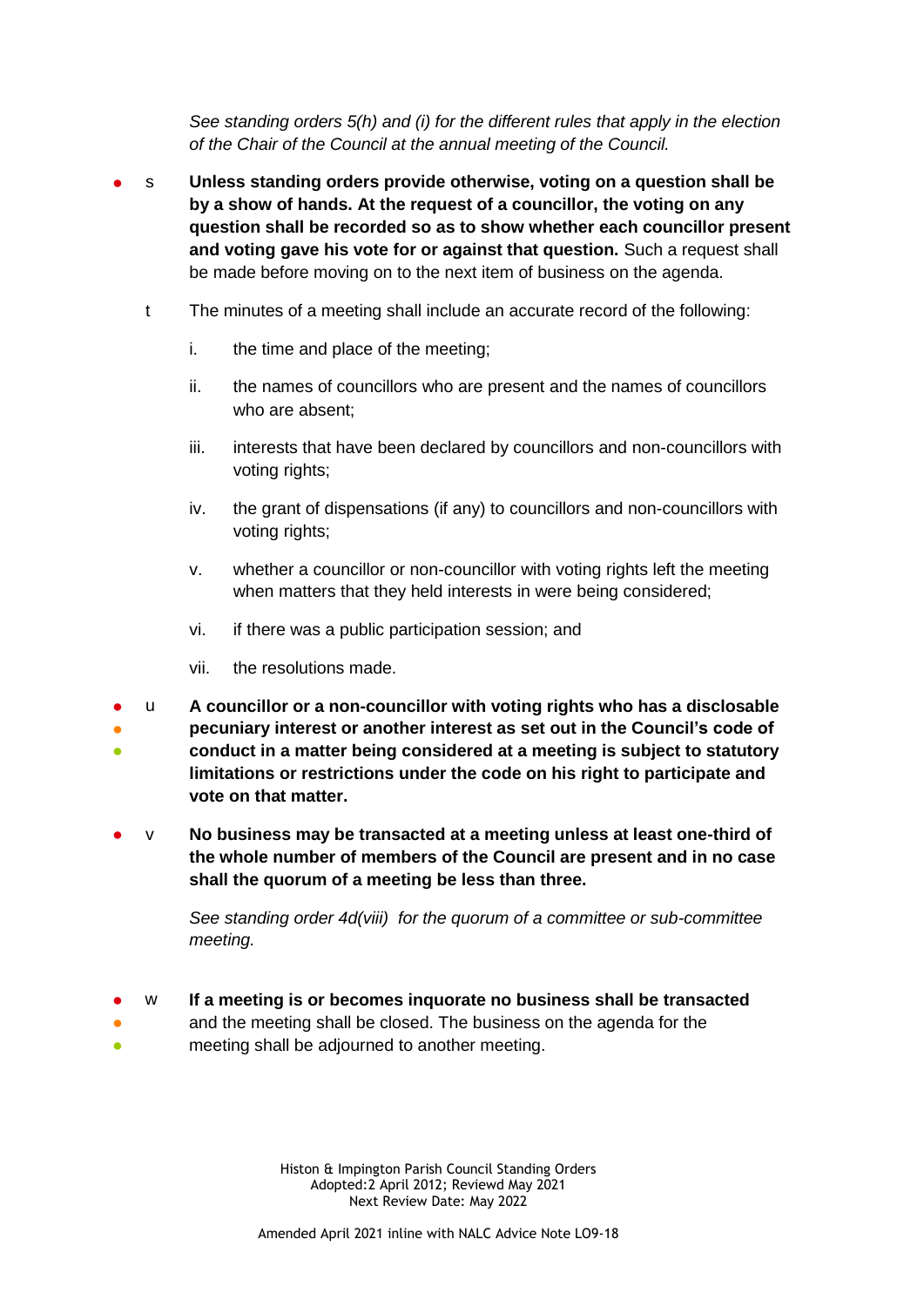*See standing orders 5(h) and (i) for the different rules that apply in the election of the Chair of the Council at the annual meeting of the Council.*

- s **Unless standing orders provide otherwise, voting on a question shall be by a show of hands. At the request of a councillor, the voting on any question shall be recorded so as to show whether each councillor present and voting gave his vote for or against that question.** Such a request shall be made before moving on to the next item of business on the agenda.

- t The minutes of a meeting shall include an accurate record of the following:

  - i. the time and place of the meeting;
  - ii. the names of councillors who are present and the names of councillors who are absent;
  - iii. interests that have been declared by councillors and non-councillors with voting rights;
  - iv. the grant of dispensations (if any) to councillors and non-councillors with voting rights;
  - v. whether a councillor or non-councillor with voting rights left the meeting when matters that they held interests in were being considered;
  - vi. if there was a public participation session; and
  - vii. the resolutions made.

- u **A councillor or a non-councillor with voting rights who has a disclosable pecuniary interest or another interest as set out in the Council's code of conduct in a matter being considered at a meeting is subject to statutory limitations or restrictions under the code on his right to participate and vote on that matter.**

- v **No business may be transacted at a meeting unless at least one-third of the whole number of members of the Council are present and in no case shall the quorum of a meeting be less than three.**

  *See standing order 4d(viii) for the quorum of a committee or sub-committee meeting.*

- w **If a meeting is or becomes inquorate no business shall be transacted** and the meeting shall be closed. The business on the agenda for the meeting shall be adjourned to another meeting.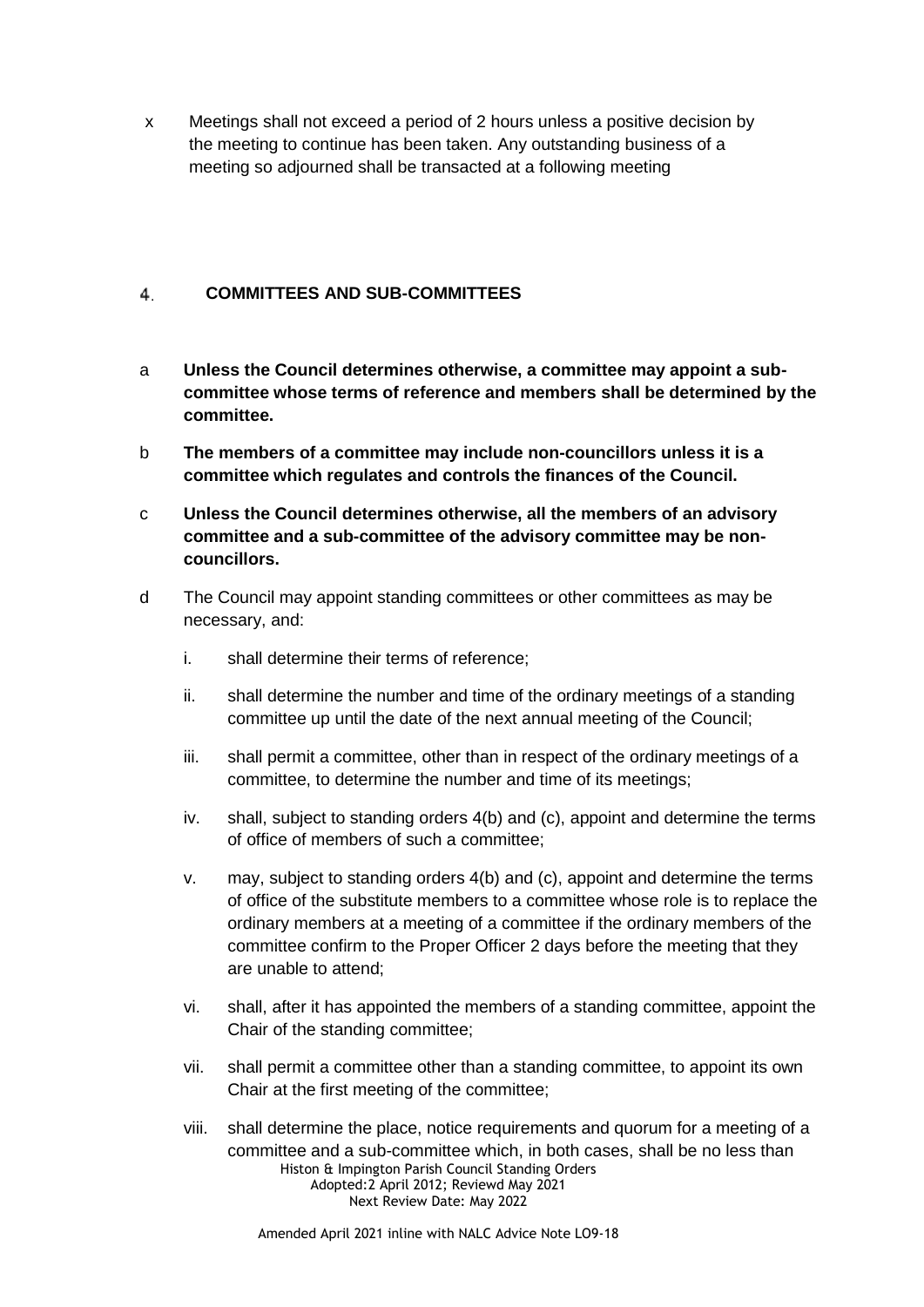x Meetings shall not exceed a period of 2 hours unless a positive decision by the meeting to continue has been taken. Any outstanding business of a meeting so adjourned shall be transacted at a following meeting

## 4. COMMITTEES AND SUB-COMMITTEES

a **Unless the Council determines otherwise, a committee may appoint a sub-committee whose terms of reference and members shall be determined by the committee.**

b **The members of a committee may include non-councillors unless it is a committee which regulates and controls the finances of the Council.**

c **Unless the Council determines otherwise, all the members of an advisory committee and a sub-committee of the advisory committee may be non-councillors.**

d The Council may appoint standing committees or other committees as may be necessary, and:

i. shall determine their terms of reference;

ii. shall determine the number and time of the ordinary meetings of a standing committee up until the date of the next annual meeting of the Council;

iii. shall permit a committee, other than in respect of the ordinary meetings of a committee, to determine the number and time of its meetings;

iv. shall, subject to standing orders 4(b) and (c), appoint and determine the terms of office of members of such a committee;

v. may, subject to standing orders 4(b) and (c), appoint and determine the terms of office of the substitute members to a committee whose role is to replace the ordinary members at a meeting of a committee if the ordinary members of the committee confirm to the Proper Officer 2 days before the meeting that they are unable to attend;

vi. shall, after it has appointed the members of a standing committee, appoint the Chair of the standing committee;

vii. shall permit a committee other than a standing committee, to appoint its own Chair at the first meeting of the committee;

viii. shall determine the place, notice requirements and quorum for a meeting of a committee and a sub-committee which, in both cases, shall be no less than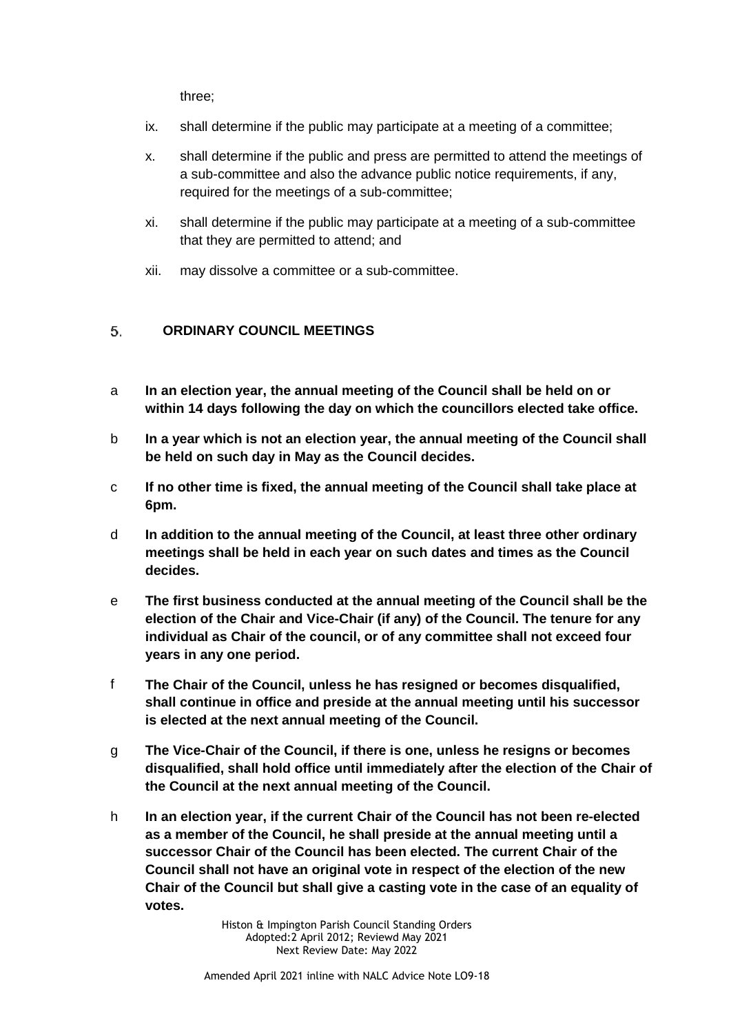three;

ix. shall determine if the public may participate at a meeting of a committee;

x. shall determine if the public and press are permitted to attend the meetings of a sub-committee and also the advance public notice requirements, if any, required for the meetings of a sub-committee;

xi. shall determine if the public may participate at a meeting of a sub-committee that they are permitted to attend; and

xii. may dissolve a committee or a sub-committee.

## 5. ORDINARY COUNCIL MEETINGS

a **In an election year, the annual meeting of the Council shall be held on or within 14 days following the day on which the councillors elected take office.**

b **In a year which is not an election year, the annual meeting of the Council shall be held on such day in May as the Council decides.**

c **If no other time is fixed, the annual meeting of the Council shall take place at 6pm.**

d **In addition to the annual meeting of the Council, at least three other ordinary meetings shall be held in each year on such dates and times as the Council decides.**

e **The first business conducted at the annual meeting of the Council shall be the election of the Chair and Vice-Chair (if any) of the Council. The tenure for any individual as Chair of the council, or of any committee shall not exceed four years in any one period.**

f **The Chair of the Council, unless he has resigned or becomes disqualified, shall continue in office and preside at the annual meeting until his successor is elected at the next annual meeting of the Council.**

g **The Vice-Chair of the Council, if there is one, unless he resigns or becomes disqualified, shall hold office until immediately after the election of the Chair of the Council at the next annual meeting of the Council.**

h **In an election year, if the current Chair of the Council has not been re-elected as a member of the Council, he shall preside at the annual meeting until a successor Chair of the Council has been elected. The current Chair of the Council shall not have an original vote in respect of the election of the new Chair of the Council but shall give a casting vote in the case of an equality of votes.**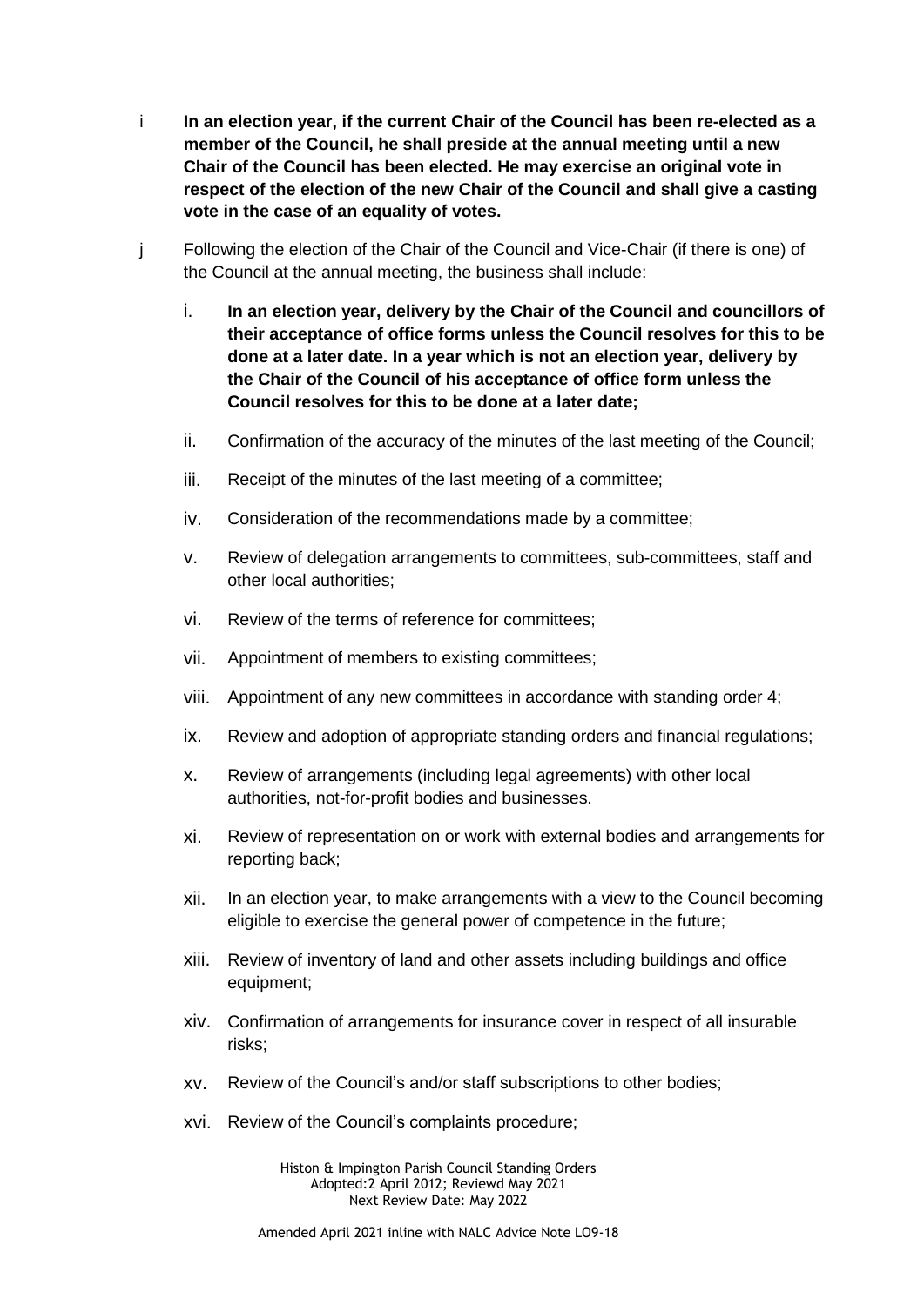i **In an election year, if the current Chair of the Council has been re-elected as a member of the Council, he shall preside at the annual meeting until a new Chair of the Council has been elected. He may exercise an original vote in respect of the election of the new Chair of the Council and shall give a casting vote in the case of an equality of votes.**

j Following the election of the Chair of the Council and Vice-Chair (if there is one) of the Council at the annual meeting, the business shall include:

i. **In an election year, delivery by the Chair of the Council and councillors of their acceptance of office forms unless the Council resolves for this to be done at a later date. In a year which is not an election year, delivery by the Chair of the Council of his acceptance of office form unless the Council resolves for this to be done at a later date;**

ii. Confirmation of the accuracy of the minutes of the last meeting of the Council;

iii. Receipt of the minutes of the last meeting of a committee;

iv. Consideration of the recommendations made by a committee;

v. Review of delegation arrangements to committees, sub-committees, staff and other local authorities;

vi. Review of the terms of reference for committees;

vii. Appointment of members to existing committees;

viii. Appointment of any new committees in accordance with standing order 4;

ix. Review and adoption of appropriate standing orders and financial regulations;

x. Review of arrangements (including legal agreements) with other local authorities, not-for-profit bodies and businesses.

xi. Review of representation on or work with external bodies and arrangements for reporting back;

xii. In an election year, to make arrangements with a view to the Council becoming eligible to exercise the general power of competence in the future;

xiii. Review of inventory of land and other assets including buildings and office equipment;

xiv. Confirmation of arrangements for insurance cover in respect of all insurable risks;

xv. Review of the Council's and/or staff subscriptions to other bodies;

xvi. Review of the Council's complaints procedure;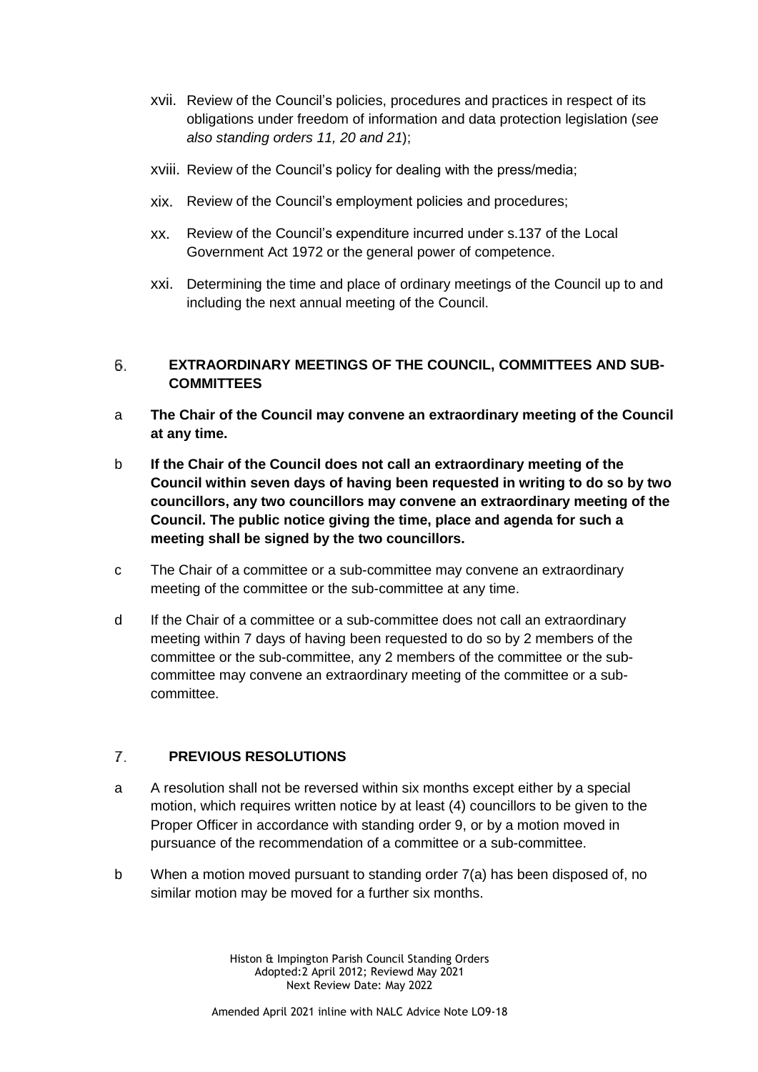xvii. Review of the Council's policies, procedures and practices in respect of its obligations under freedom of information and data protection legislation (*see also standing orders 11, 20 and 21*);

xviii. Review of the Council's policy for dealing with the press/media;

xix. Review of the Council's employment policies and procedures;

xx. Review of the Council's expenditure incurred under s.137 of the Local Government Act 1972 or the general power of competence.

xxi. Determining the time and place of ordinary meetings of the Council up to and including the next annual meeting of the Council.

## 6. EXTRAORDINARY MEETINGS OF THE COUNCIL, COMMITTEES AND SUB-COMMITTEES

a **The Chair of the Council may convene an extraordinary meeting of the Council at any time.**

b **If the Chair of the Council does not call an extraordinary meeting of the Council within seven days of having been requested in writing to do so by two councillors, any two councillors may convene an extraordinary meeting of the Council. The public notice giving the time, place and agenda for such a meeting shall be signed by the two councillors.**

c The Chair of a committee or a sub-committee may convene an extraordinary meeting of the committee or the sub-committee at any time.

d If the Chair of a committee or a sub-committee does not call an extraordinary meeting within 7 days of having been requested to do so by 2 members of the committee or the sub-committee, any 2 members of the committee or the sub-committee may convene an extraordinary meeting of the committee or a sub-committee.

## 7. PREVIOUS RESOLUTIONS

a A resolution shall not be reversed within six months except either by a special motion, which requires written notice by at least (4) councillors to be given to the Proper Officer in accordance with standing order 9, or by a motion moved in pursuance of the recommendation of a committee or a sub-committee.

b When a motion moved pursuant to standing order 7(a) has been disposed of, no similar motion may be moved for a further six months.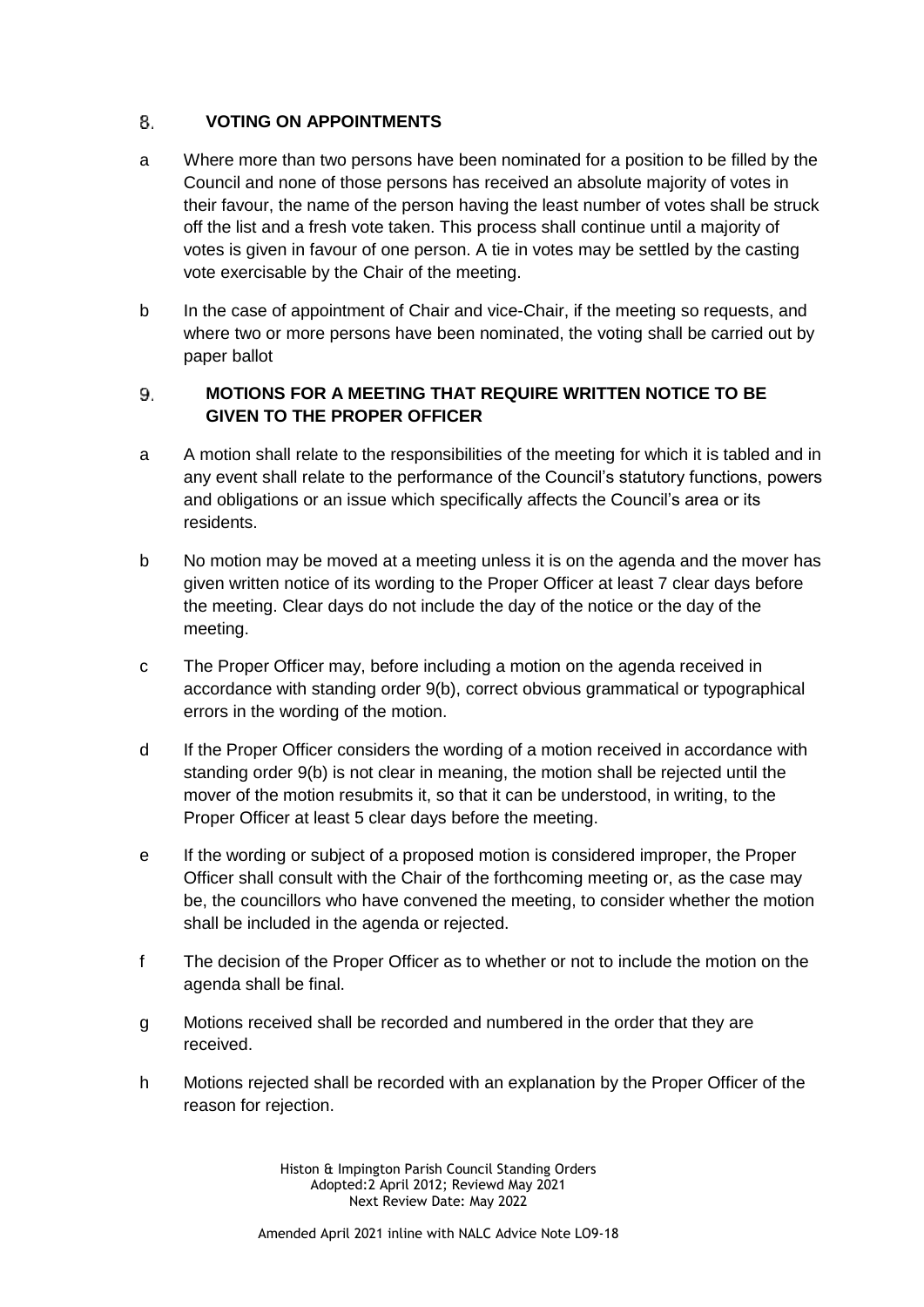## 8. VOTING ON APPOINTMENTS

a Where more than two persons have been nominated for a position to be filled by the Council and none of those persons has received an absolute majority of votes in their favour, the name of the person having the least number of votes shall be struck off the list and a fresh vote taken. This process shall continue until a majority of votes is given in favour of one person. A tie in votes may be settled by the casting vote exercisable by the Chair of the meeting.

b In the case of appointment of Chair and vice-Chair, if the meeting so requests, and where two or more persons have been nominated, the voting shall be carried out by paper ballot

## 9. MOTIONS FOR A MEETING THAT REQUIRE WRITTEN NOTICE TO BE GIVEN TO THE PROPER OFFICER

a A motion shall relate to the responsibilities of the meeting for which it is tabled and in any event shall relate to the performance of the Council's statutory functions, powers and obligations or an issue which specifically affects the Council's area or its residents.

b No motion may be moved at a meeting unless it is on the agenda and the mover has given written notice of its wording to the Proper Officer at least 7 clear days before the meeting. Clear days do not include the day of the notice or the day of the meeting.

c The Proper Officer may, before including a motion on the agenda received in accordance with standing order 9(b), correct obvious grammatical or typographical errors in the wording of the motion.

d If the Proper Officer considers the wording of a motion received in accordance with standing order 9(b) is not clear in meaning, the motion shall be rejected until the mover of the motion resubmits it, so that it can be understood, in writing, to the Proper Officer at least 5 clear days before the meeting.

e If the wording or subject of a proposed motion is considered improper, the Proper Officer shall consult with the Chair of the forthcoming meeting or, as the case may be, the councillors who have convened the meeting, to consider whether the motion shall be included in the agenda or rejected.

f The decision of the Proper Officer as to whether or not to include the motion on the agenda shall be final.

g Motions received shall be recorded and numbered in the order that they are received.

h Motions rejected shall be recorded with an explanation by the Proper Officer of the reason for rejection.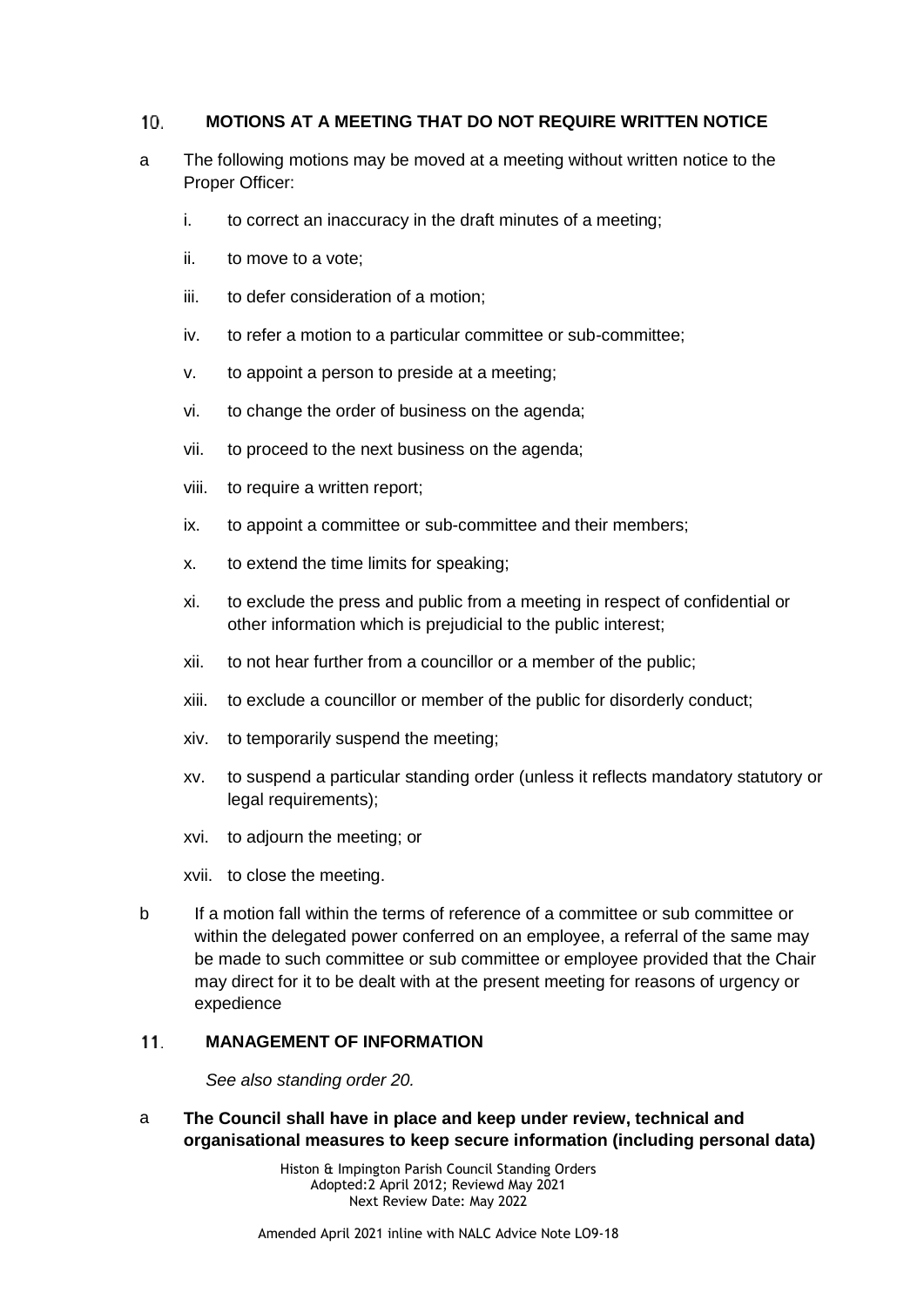## 10. MOTIONS AT A MEETING THAT DO NOT REQUIRE WRITTEN NOTICE

a The following motions may be moved at a meeting without written notice to the Proper Officer:

i. to correct an inaccuracy in the draft minutes of a meeting;

ii. to move to a vote;

iii. to defer consideration of a motion;

iv. to refer a motion to a particular committee or sub-committee;

v. to appoint a person to preside at a meeting;

vi. to change the order of business on the agenda;

vii. to proceed to the next business on the agenda;

viii. to require a written report;

ix. to appoint a committee or sub-committee and their members;

x. to extend the time limits for speaking;

xi. to exclude the press and public from a meeting in respect of confidential or other information which is prejudicial to the public interest;

xii. to not hear further from a councillor or a member of the public;

xiii. to exclude a councillor or member of the public for disorderly conduct;

xiv. to temporarily suspend the meeting;

xv. to suspend a particular standing order (unless it reflects mandatory statutory or legal requirements);

xvi. to adjourn the meeting; or

xvii. to close the meeting.

b If a motion fall within the terms of reference of a committee or sub committee or within the delegated power conferred on an employee, a referral of the same may be made to such committee or sub committee or employee provided that the Chair may direct for it to be dealt with at the present meeting for reasons of urgency or expedience

## 11. MANAGEMENT OF INFORMATION

*See also standing order 20.*

a **The Council shall have in place and keep under review, technical and organisational measures to keep secure information (including personal data)**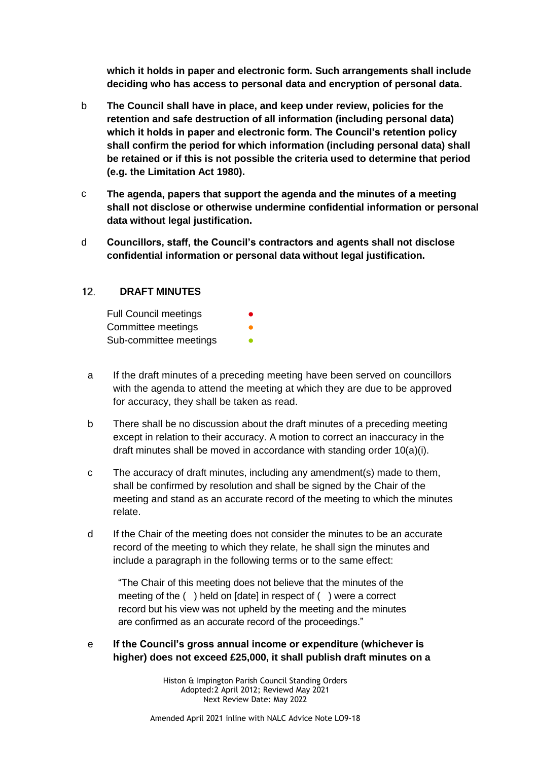**which it holds in paper and electronic form. Such arrangements shall include deciding who has access to personal data and encryption of personal data.**

b **The Council shall have in place, and keep under review, policies for the retention and safe destruction of all information (including personal data) which it holds in paper and electronic form. The Council's retention policy shall confirm the period for which information (including personal data) shall be retained or if this is not possible the criteria used to determine that period (e.g. the Limitation Act 1980).**

c **The agenda, papers that support the agenda and the minutes of a meeting shall not disclose or otherwise undermine confidential information or personal data without legal justification.**

d **Councillors, staff, the Council's contractors and agents shall not disclose confidential information or personal data without legal justification.**

## 12. DRAFT MINUTES

Full Council meetings ●
Committee meetings ●
Sub-committee meetings ●

a If the draft minutes of a preceding meeting have been served on councillors with the agenda to attend the meeting at which they are due to be approved for accuracy, they shall be taken as read.

b There shall be no discussion about the draft minutes of a preceding meeting except in relation to their accuracy. A motion to correct an inaccuracy in the draft minutes shall be moved in accordance with standing order 10(a)(i).

c The accuracy of draft minutes, including any amendment(s) made to them, shall be confirmed by resolution and shall be signed by the Chair of the meeting and stand as an accurate record of the meeting to which the minutes relate.

d If the Chair of the meeting does not consider the minutes to be an accurate record of the meeting to which they relate, he shall sign the minutes and include a paragraph in the following terms or to the same effect:

> "The Chair of this meeting does not believe that the minutes of the meeting of the ( ) held on [date] in respect of ( ) were a correct record but his view was not upheld by the meeting and the minutes are confirmed as an accurate record of the proceedings."

e **If the Council's gross annual income or expenditure (whichever is higher) does not exceed £25,000, it shall publish draft minutes on a**

Histon & Impington Parish Council Standing Orders
Adopted:2 April 2012; Reviewd May 2021
Next Review Date: May 2022

Amended April 2021 inline with NALC Advice Note LO9-18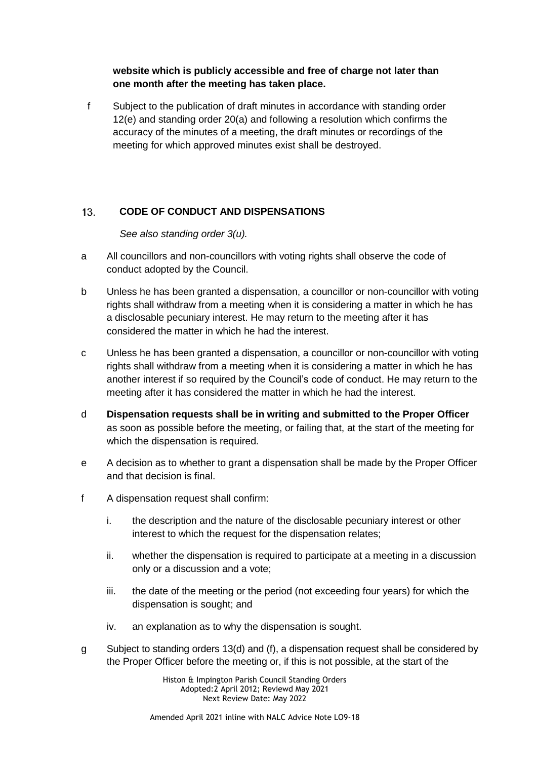**website which is publicly accessible and free of charge not later than one month after the meeting has taken place.**

f Subject to the publication of draft minutes in accordance with standing order 12(e) and standing order 20(a) and following a resolution which confirms the accuracy of the minutes of a meeting, the draft minutes or recordings of the meeting for which approved minutes exist shall be destroyed.

## 13. CODE OF CONDUCT AND DISPENSATIONS

*See also standing order 3(u).*

a All councillors and non-councillors with voting rights shall observe the code of conduct adopted by the Council.

b Unless he has been granted a dispensation, a councillor or non-councillor with voting rights shall withdraw from a meeting when it is considering a matter in which he has a disclosable pecuniary interest. He may return to the meeting after it has considered the matter in which he had the interest.

c Unless he has been granted a dispensation, a councillor or non-councillor with voting rights shall withdraw from a meeting when it is considering a matter in which he has another interest if so required by the Council's code of conduct. He may return to the meeting after it has considered the matter in which he had the interest.

d **Dispensation requests shall be in writing and submitted to the Proper Officer** as soon as possible before the meeting, or failing that, at the start of the meeting for which the dispensation is required.

e A decision as to whether to grant a dispensation shall be made by the Proper Officer and that decision is final.

f A dispensation request shall confirm:

   i. the description and the nature of the disclosable pecuniary interest or other interest to which the request for the dispensation relates;

   ii. whether the dispensation is required to participate at a meeting in a discussion only or a discussion and a vote;

   iii. the date of the meeting or the period (not exceeding four years) for which the dispensation is sought; and

   iv. an explanation as to why the dispensation is sought.

g Subject to standing orders 13(d) and (f), a dispensation request shall be considered by the Proper Officer before the meeting or, if this is not possible, at the start of the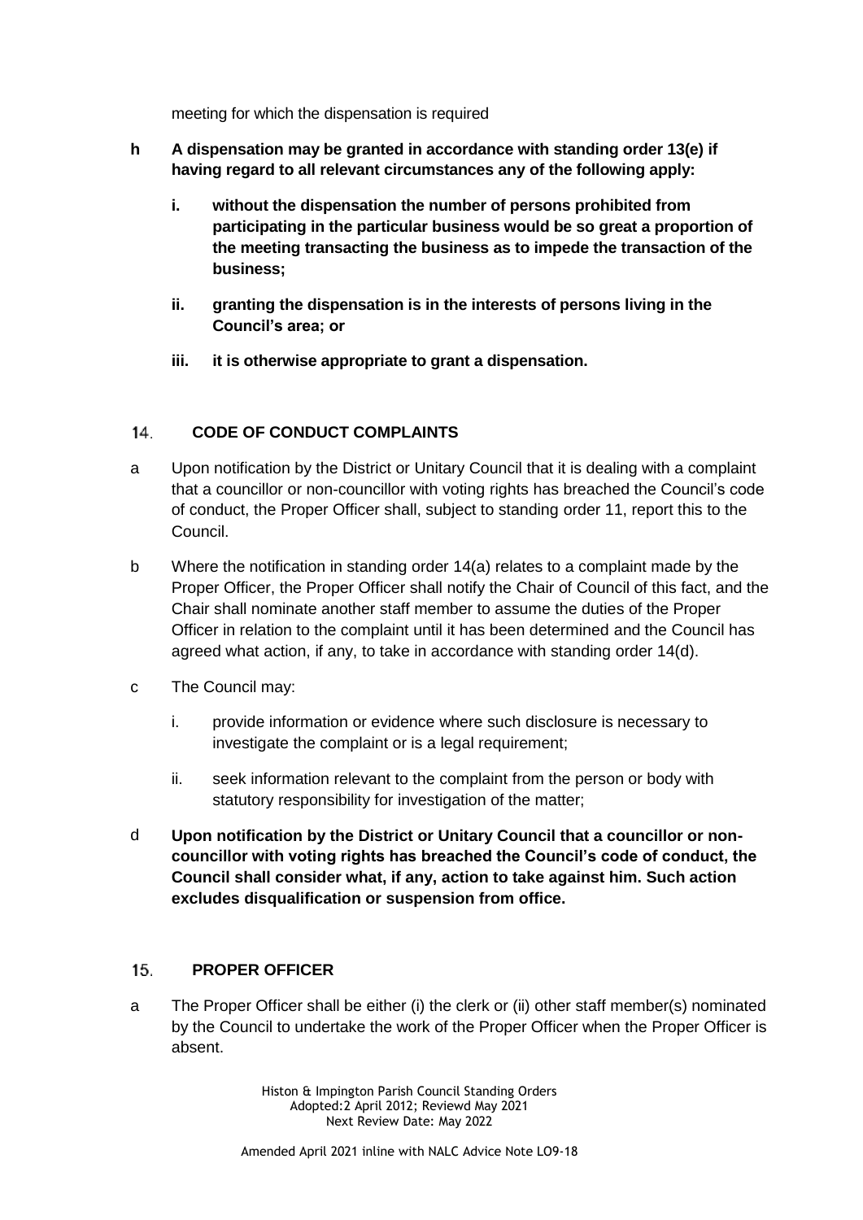meeting for which the dispensation is required

**h A dispensation may be granted in accordance with standing order 13(e) if having regard to all relevant circumstances any of the following apply:**

- **i. without the dispensation the number of persons prohibited from participating in the particular business would be so great a proportion of the meeting transacting the business as to impede the transaction of the business;**
- **ii. granting the dispensation is in the interests of persons living in the Council's area; or**
- **iii. it is otherwise appropriate to grant a dispensation.**

## 14. CODE OF CONDUCT COMPLAINTS

a Upon notification by the District or Unitary Council that it is dealing with a complaint that a councillor or non-councillor with voting rights has breached the Council's code of conduct, the Proper Officer shall, subject to standing order 11, report this to the Council.

b Where the notification in standing order 14(a) relates to a complaint made by the Proper Officer, the Proper Officer shall notify the Chair of Council of this fact, and the Chair shall nominate another staff member to assume the duties of the Proper Officer in relation to the complaint until it has been determined and the Council has agreed what action, if any, to take in accordance with standing order 14(d).

c The Council may:

- i. provide information or evidence where such disclosure is necessary to investigate the complaint or is a legal requirement;
- ii. seek information relevant to the complaint from the person or body with statutory responsibility for investigation of the matter;

d **Upon notification by the District or Unitary Council that a councillor or non-councillor with voting rights has breached the Council's code of conduct, the Council shall consider what, if any, action to take against him. Such action excludes disqualification or suspension from office.**

## 15. PROPER OFFICER

a The Proper Officer shall be either (i) the clerk or (ii) other staff member(s) nominated by the Council to undertake the work of the Proper Officer when the Proper Officer is absent.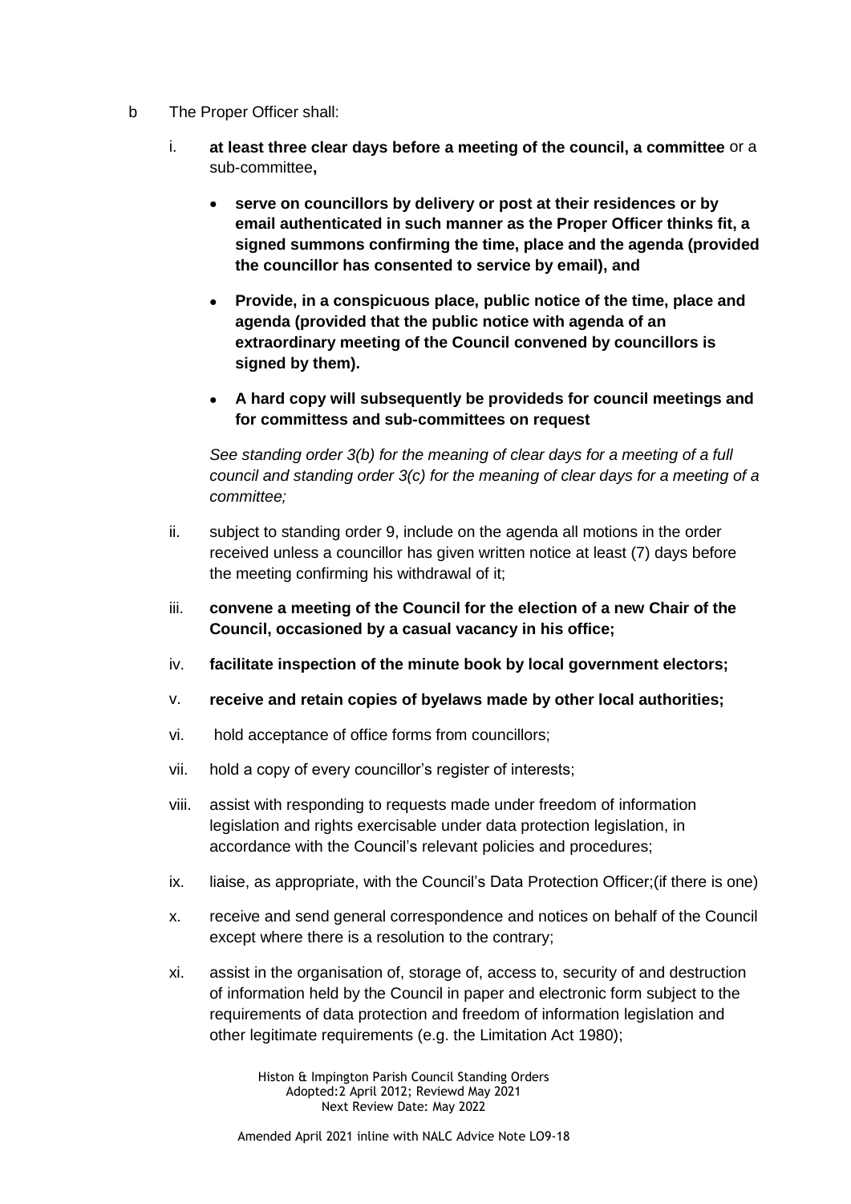b The Proper Officer shall:

i. **at least three clear days before a meeting of the council, a committee** or a sub-committee**,**

- **serve on councillors by delivery or post at their residences or by email authenticated in such manner as the Proper Officer thinks fit, a signed summons confirming the time, place and the agenda (provided the councillor has consented to service by email), and**
- **Provide, in a conspicuous place, public notice of the time, place and agenda (provided that the public notice with agenda of an extraordinary meeting of the Council convened by councillors is signed by them).**
- **A hard copy will subsequently be provideds for council meetings and for committess and sub-committees on request**

*See standing order 3(b) for the meaning of clear days for a meeting of a full council and standing order 3(c) for the meaning of clear days for a meeting of a committee;*

ii. subject to standing order 9, include on the agenda all motions in the order received unless a councillor has given written notice at least (7) days before the meeting confirming his withdrawal of it;

iii. **convene a meeting of the Council for the election of a new Chair of the Council, occasioned by a casual vacancy in his office;**

iv. **facilitate inspection of the minute book by local government electors;**

v. **receive and retain copies of byelaws made by other local authorities;**

vi. hold acceptance of office forms from councillors;

vii. hold a copy of every councillor's register of interests;

viii. assist with responding to requests made under freedom of information legislation and rights exercisable under data protection legislation, in accordance with the Council's relevant policies and procedures;

ix. liaise, as appropriate, with the Council's Data Protection Officer;(if there is one)

x. receive and send general correspondence and notices on behalf of the Council except where there is a resolution to the contrary;

xi. assist in the organisation of, storage of, access to, security of and destruction of information held by the Council in paper and electronic form subject to the requirements of data protection and freedom of information legislation and other legitimate requirements (e.g. the Limitation Act 1980);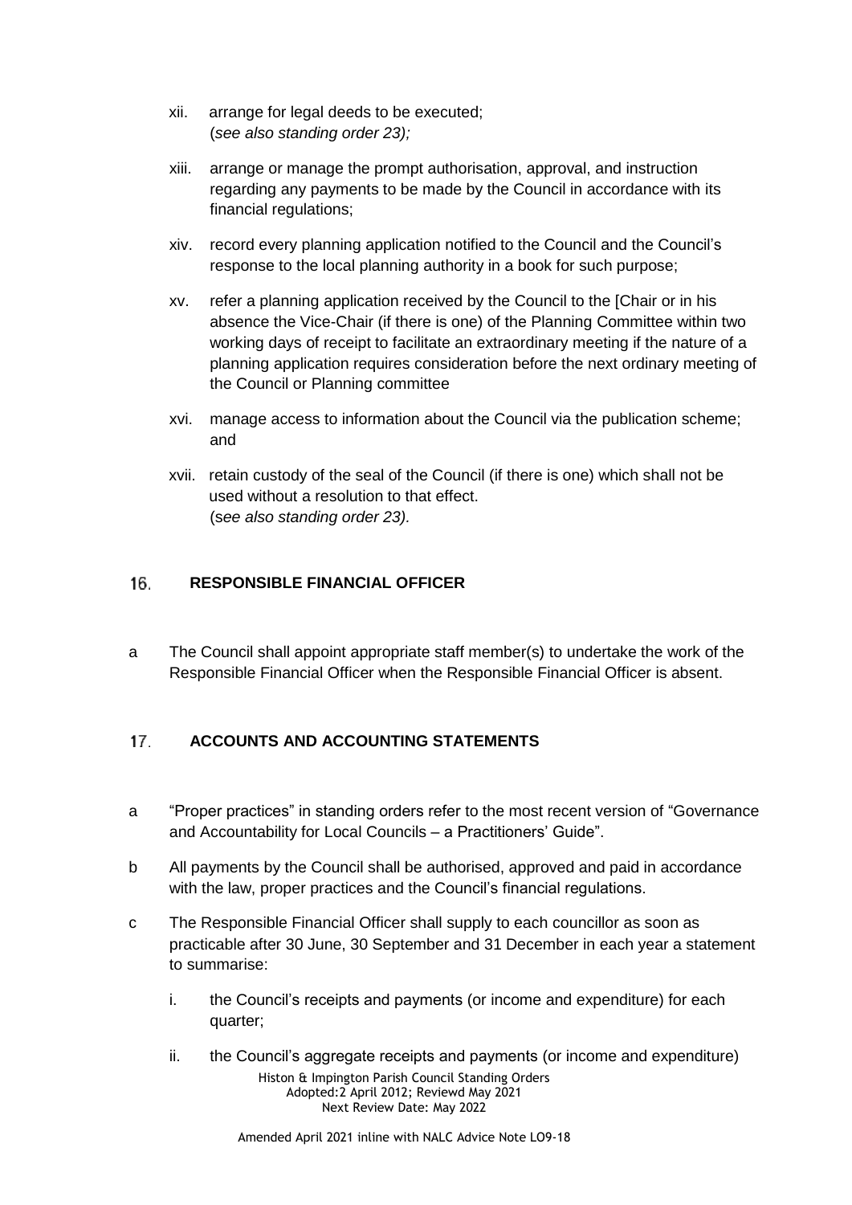xii. arrange for legal deeds to be executed;
(*see also standing order 23);*

xiii. arrange or manage the prompt authorisation, approval, and instruction regarding any payments to be made by the Council in accordance with its financial regulations;

xiv. record every planning application notified to the Council and the Council's response to the local planning authority in a book for such purpose;

xv. refer a planning application received by the Council to the [Chair or in his absence the Vice-Chair (if there is one) of the Planning Committee within two working days of receipt to facilitate an extraordinary meeting if the nature of a planning application requires consideration before the next ordinary meeting of the Council or Planning committee

xvi. manage access to information about the Council via the publication scheme; and

xvii. retain custody of the seal of the Council (if there is one) which shall not be used without a resolution to that effect.
(*see also standing order 23).*

## 16. RESPONSIBLE FINANCIAL OFFICER

a The Council shall appoint appropriate staff member(s) to undertake the work of the Responsible Financial Officer when the Responsible Financial Officer is absent.

## 17. ACCOUNTS AND ACCOUNTING STATEMENTS

a "Proper practices" in standing orders refer to the most recent version of "Governance and Accountability for Local Councils – a Practitioners' Guide".

b All payments by the Council shall be authorised, approved and paid in accordance with the law, proper practices and the Council's financial regulations.

c The Responsible Financial Officer shall supply to each councillor as soon as practicable after 30 June, 30 September and 31 December in each year a statement to summarise:

i. the Council's receipts and payments (or income and expenditure) for each quarter;

ii. the Council's aggregate receipts and payments (or income and expenditure)

Amended April 2021 inline with NALC Advice Note LO9-18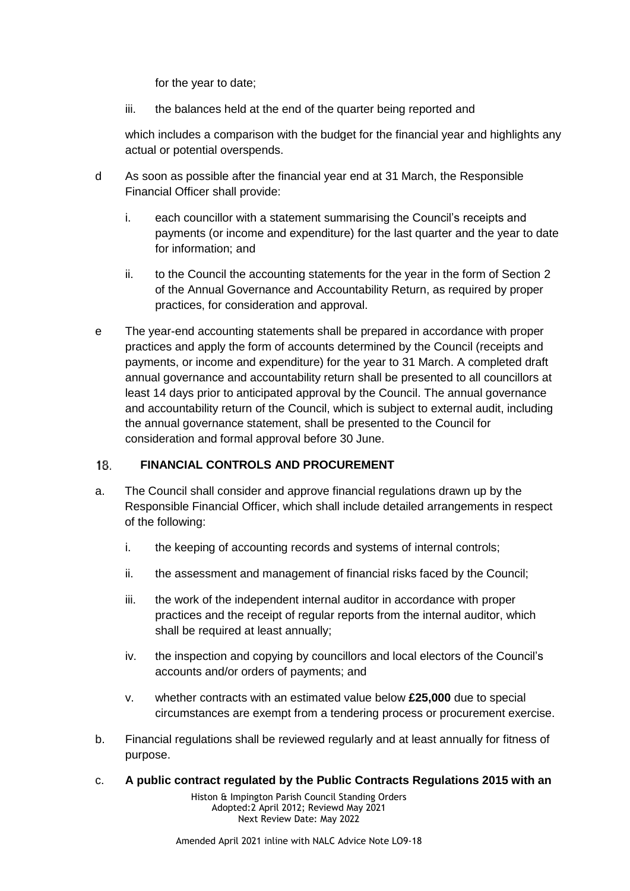for the year to date;

iii. the balances held at the end of the quarter being reported and

which includes a comparison with the budget for the financial year and highlights any actual or potential overspends.

d As soon as possible after the financial year end at 31 March, the Responsible Financial Officer shall provide:

i. each councillor with a statement summarising the Council's receipts and payments (or income and expenditure) for the last quarter and the year to date for information; and

ii. to the Council the accounting statements for the year in the form of Section 2 of the Annual Governance and Accountability Return, as required by proper practices, for consideration and approval.

e The year-end accounting statements shall be prepared in accordance with proper practices and apply the form of accounts determined by the Council (receipts and payments, or income and expenditure) for the year to 31 March. A completed draft annual governance and accountability return shall be presented to all councillors at least 14 days prior to anticipated approval by the Council. The annual governance and accountability return of the Council, which is subject to external audit, including the annual governance statement, shall be presented to the Council for consideration and formal approval before 30 June.

## 18. FINANCIAL CONTROLS AND PROCUREMENT

a. The Council shall consider and approve financial regulations drawn up by the Responsible Financial Officer, which shall include detailed arrangements in respect of the following:

i. the keeping of accounting records and systems of internal controls;

ii. the assessment and management of financial risks faced by the Council;

iii. the work of the independent internal auditor in accordance with proper practices and the receipt of regular reports from the internal auditor, which shall be required at least annually;

iv. the inspection and copying by councillors and local electors of the Council's accounts and/or orders of payments; and

v. whether contracts with an estimated value below **£25,000** due to special circumstances are exempt from a tendering process or procurement exercise.

b. Financial regulations shall be reviewed regularly and at least annually for fitness of purpose.

c. **A public contract regulated by the Public Contracts Regulations 2015 with an**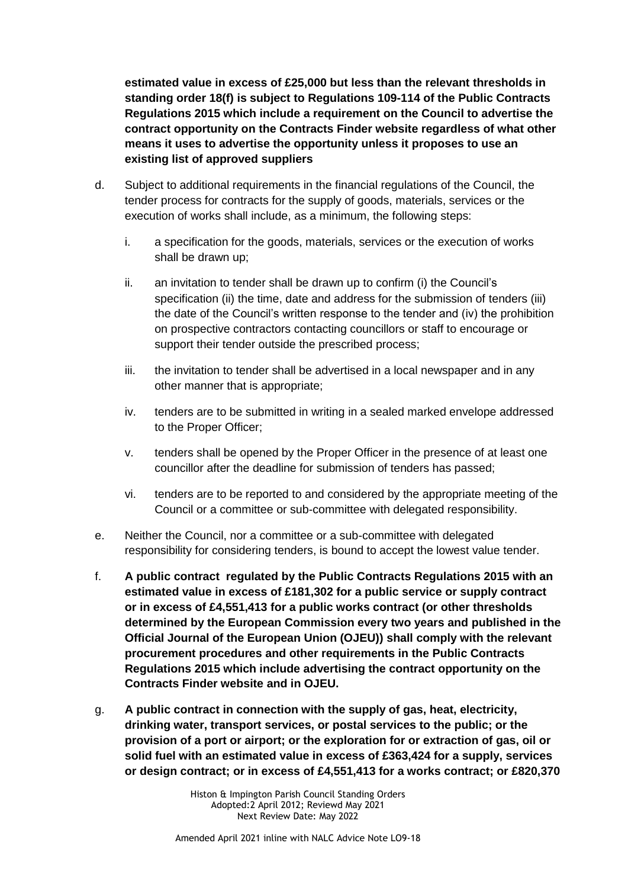**estimated value in excess of £25,000 but less than the relevant thresholds in standing order 18(f) is subject to Regulations 109-114 of the Public Contracts Regulations 2015 which include a requirement on the Council to advertise the contract opportunity on the Contracts Finder website regardless of what other means it uses to advertise the opportunity unless it proposes to use an existing list of approved suppliers**

d. Subject to additional requirements in the financial regulations of the Council, the tender process for contracts for the supply of goods, materials, services or the execution of works shall include, as a minimum, the following steps:

   i. a specification for the goods, materials, services or the execution of works shall be drawn up;

   ii. an invitation to tender shall be drawn up to confirm (i) the Council's specification (ii) the time, date and address for the submission of tenders (iii) the date of the Council's written response to the tender and (iv) the prohibition on prospective contractors contacting councillors or staff to encourage or support their tender outside the prescribed process;

   iii. the invitation to tender shall be advertised in a local newspaper and in any other manner that is appropriate;

   iv. tenders are to be submitted in writing in a sealed marked envelope addressed to the Proper Officer;

   v. tenders shall be opened by the Proper Officer in the presence of at least one councillor after the deadline for submission of tenders has passed;

   vi. tenders are to be reported to and considered by the appropriate meeting of the Council or a committee or sub-committee with delegated responsibility.

e. Neither the Council, nor a committee or a sub-committee with delegated responsibility for considering tenders, is bound to accept the lowest value tender.

f. **A public contract regulated by the Public Contracts Regulations 2015 with an estimated value in excess of £181,302 for a public service or supply contract or in excess of £4,551,413 for a public works contract (or other thresholds determined by the European Commission every two years and published in the Official Journal of the European Union (OJEU)) shall comply with the relevant procurement procedures and other requirements in the Public Contracts Regulations 2015 which include advertising the contract opportunity on the Contracts Finder website and in OJEU.**

g. **A public contract in connection with the supply of gas, heat, electricity, drinking water, transport services, or postal services to the public; or the provision of a port or airport; or the exploration for or extraction of gas, oil or solid fuel with an estimated value in excess of £363,424 for a supply, services or design contract; or in excess of £4,551,413 for a works contract; or £820,370**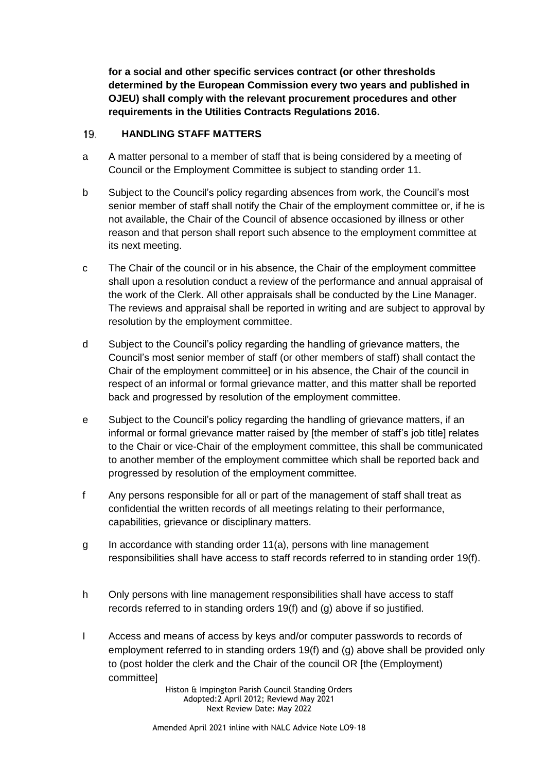**for a social and other specific services contract (or other thresholds determined by the European Commission every two years and published in OJEU) shall comply with the relevant procurement procedures and other requirements in the Utilities Contracts Regulations 2016.**

## 19. HANDLING STAFF MATTERS

a A matter personal to a member of staff that is being considered by a meeting of Council or the Employment Committee is subject to standing order 11.

b Subject to the Council's policy regarding absences from work, the Council's most senior member of staff shall notify the Chair of the employment committee or, if he is not available, the Chair of the Council of absence occasioned by illness or other reason and that person shall report such absence to the employment committee at its next meeting.

c The Chair of the council or in his absence, the Chair of the employment committee shall upon a resolution conduct a review of the performance and annual appraisal of the work of the Clerk. All other appraisals shall be conducted by the Line Manager. The reviews and appraisal shall be reported in writing and are subject to approval by resolution by the employment committee.

d Subject to the Council's policy regarding the handling of grievance matters, the Council's most senior member of staff (or other members of staff) shall contact the Chair of the employment committee] or in his absence, the Chair of the council in respect of an informal or formal grievance matter, and this matter shall be reported back and progressed by resolution of the employment committee.

e Subject to the Council's policy regarding the handling of grievance matters, if an informal or formal grievance matter raised by [the member of staff's job title] relates to the Chair or vice-Chair of the employment committee, this shall be communicated to another member of the employment committee which shall be reported back and progressed by resolution of the employment committee.

f Any persons responsible for all or part of the management of staff shall treat as confidential the written records of all meetings relating to their performance, capabilities, grievance or disciplinary matters.

g In accordance with standing order 11(a), persons with line management responsibilities shall have access to staff records referred to in standing order 19(f).

h Only persons with line management responsibilities shall have access to staff records referred to in standing orders 19(f) and (g) above if so justified.

I Access and means of access by keys and/or computer passwords to records of employment referred to in standing orders 19(f) and (g) above shall be provided only to (post holder the clerk and the Chair of the council OR [the (Employment) committee]

Histon & Impington Parish Council Standing Orders
Adopted:2 April 2012; Reviewd May 2021
Next Review Date: May 2022

Amended April 2021 inline with NALC Advice Note LO9-18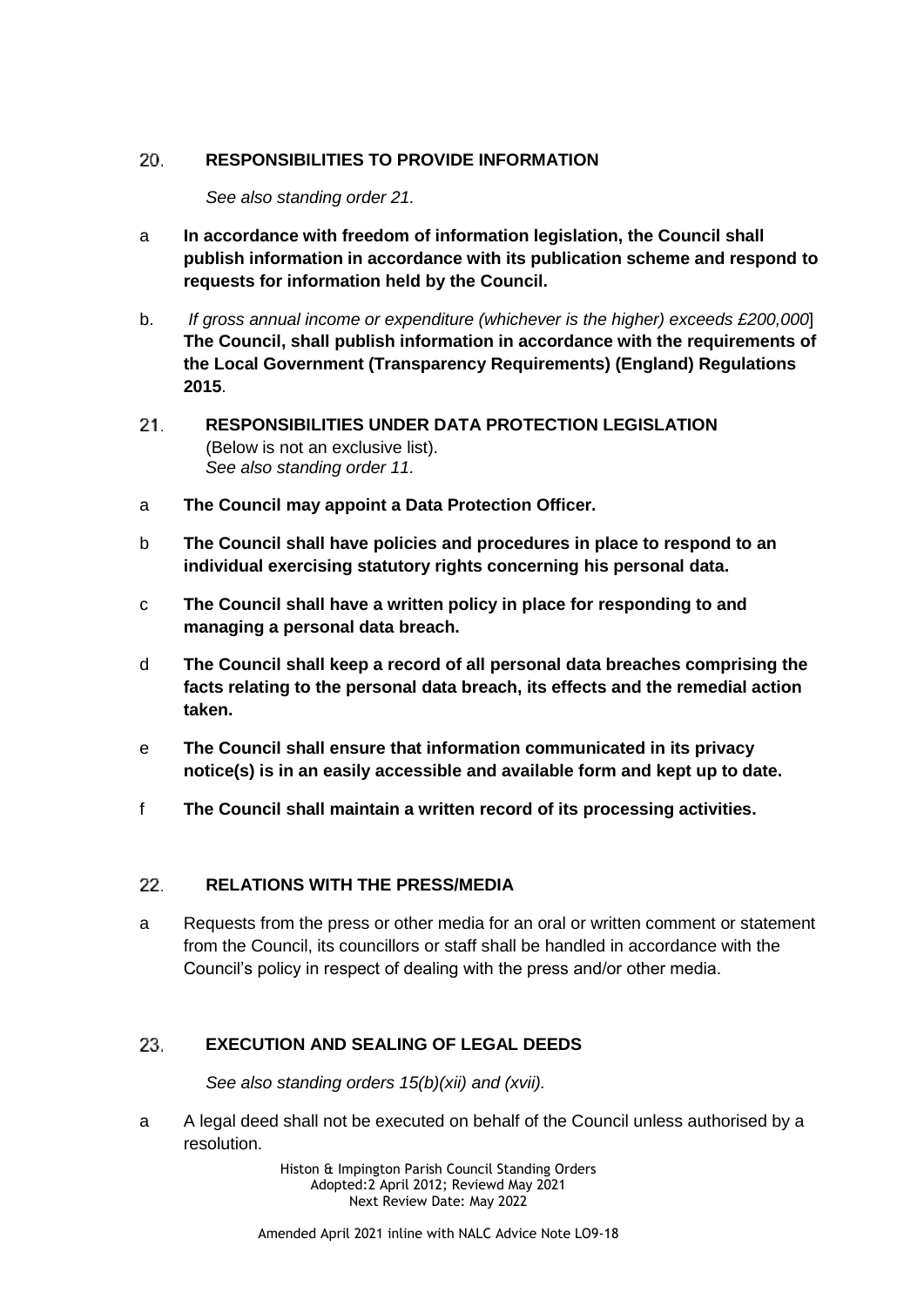## 20. RESPONSIBILITIES TO PROVIDE INFORMATION

*See also standing order 21.*

a **In accordance with freedom of information legislation, the Council shall publish information in accordance with its publication scheme and respond to requests for information held by the Council.**

b. *If gross annual income or expenditure (whichever is the higher) exceeds £200,000*] **The Council, shall publish information in accordance with the requirements of the Local Government (Transparency Requirements) (England) Regulations 2015**.

## 21. RESPONSIBILITIES UNDER DATA PROTECTION LEGISLATION

(Below is not an exclusive list).
*See also standing order 11.*

a **The Council may appoint a Data Protection Officer.**

b **The Council shall have policies and procedures in place to respond to an individual exercising statutory rights concerning his personal data.**

c **The Council shall have a written policy in place for responding to and managing a personal data breach.**

d **The Council shall keep a record of all personal data breaches comprising the facts relating to the personal data breach, its effects and the remedial action taken.**

e **The Council shall ensure that information communicated in its privacy notice(s) is in an easily accessible and available form and kept up to date.**

f **The Council shall maintain a written record of its processing activities.**

## 22. RELATIONS WITH THE PRESS/MEDIA

a Requests from the press or other media for an oral or written comment or statement from the Council, its councillors or staff shall be handled in accordance with the Council's policy in respect of dealing with the press and/or other media.

## 23. EXECUTION AND SEALING OF LEGAL DEEDS

*See also standing orders 15(b)(xii) and (xvii).*

a A legal deed shall not be executed on behalf of the Council unless authorised by a resolution.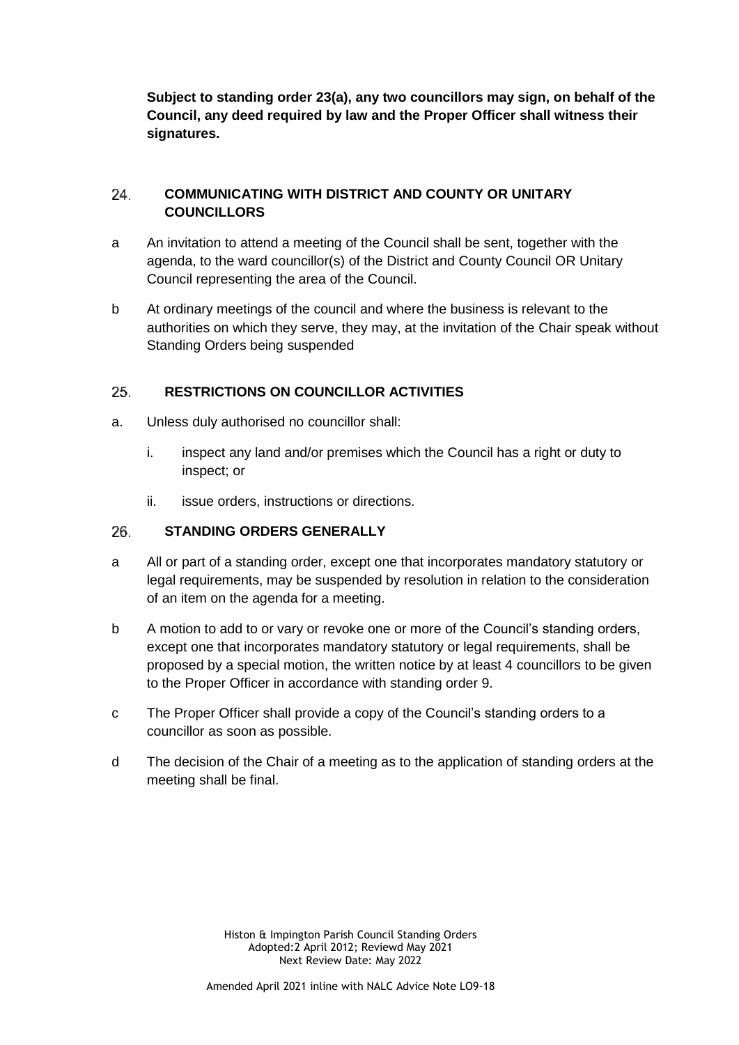**Subject to standing order 23(a), any two councillors may sign, on behalf of the Council, any deed required by law and the Proper Officer shall witness their signatures.**

## 24. COMMUNICATING WITH DISTRICT AND COUNTY OR UNITARY COUNCILLORS

a An invitation to attend a meeting of the Council shall be sent, together with the agenda, to the ward councillor(s) of the District and County Council OR Unitary Council representing the area of the Council.

b At ordinary meetings of the council and where the business is relevant to the authorities on which they serve, they may, at the invitation of the Chair speak without Standing Orders being suspended

## 25. RESTRICTIONS ON COUNCILLOR ACTIVITIES

a. Unless duly authorised no councillor shall:

   i. inspect any land and/or premises which the Council has a right or duty to inspect; or

   ii. issue orders, instructions or directions.

## 26. STANDING ORDERS GENERALLY

a All or part of a standing order, except one that incorporates mandatory statutory or legal requirements, may be suspended by resolution in relation to the consideration of an item on the agenda for a meeting.

b A motion to add to or vary or revoke one or more of the Council's standing orders, except one that incorporates mandatory statutory or legal requirements, shall be proposed by a special motion, the written notice by at least 4 councillors to be given to the Proper Officer in accordance with standing order 9.

c The Proper Officer shall provide a copy of the Council's standing orders to a councillor as soon as possible.

d The decision of the Chair of a meeting as to the application of standing orders at the meeting shall be final.

Histon & Impington Parish Council Standing Orders
Adopted:2 April 2012; Reviewd May 2021
Next Review Date: May 2022

Amended April 2021 inline with NALC Advice Note LO9-18